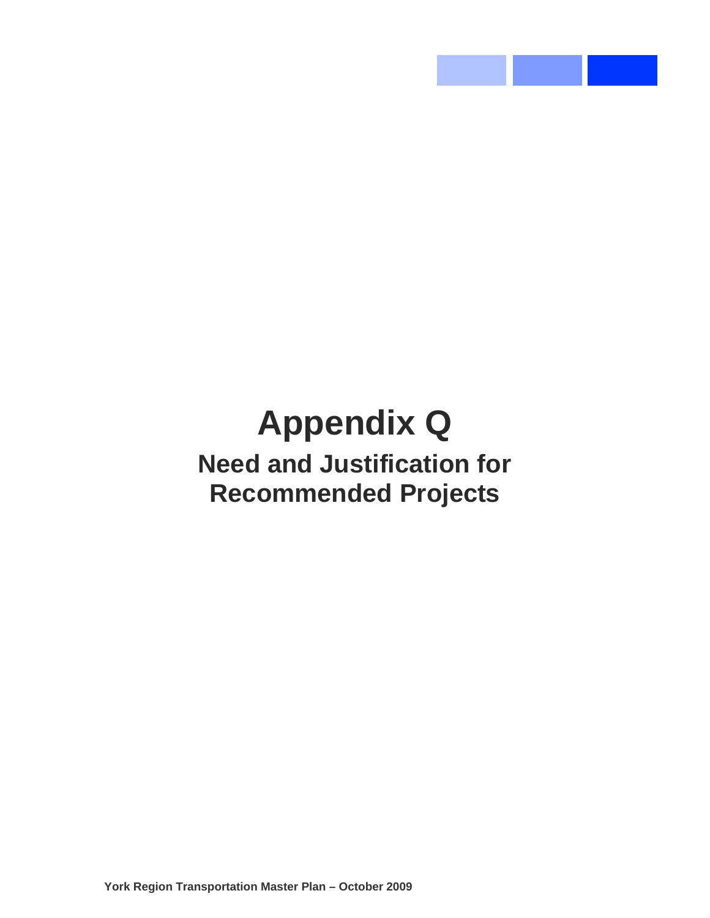# Appendix Q

## Need and Justification for Recommended Projects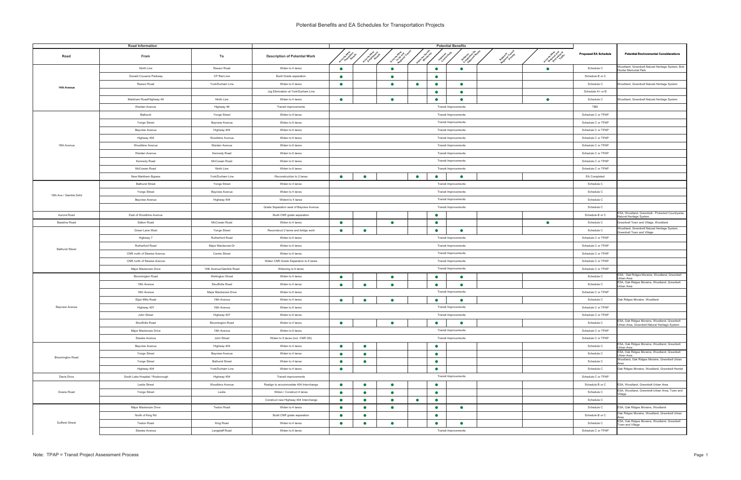# Potential Benefits and EA Schedules for Transportation Projects

| Road Information | | | | Potential Benefits | | | | | | | | | |
|---|---|---|---|---|---|---|---|---|---|---|---|---|---|
| Road | From | To | Description of Potential Work | Accommodate Population Growth | Accommodate Employment Growth | Accommodate Local and Regional Transit | Improve Goods Movement | Improve Connectivity | Relieve Congestion On Adjacent Roads | Supports Regional Transit Priority | Accommodate Seasonal and Tourist Traffic | Proposed EA Schedule | Potential Environmental Considerations |
| 14th Avenue | Ninth Line | Reesor Road | Widen to 4 lanes | ● | | ● | | ● | ● | | ● | Schedule C | Woodland, Greenbelt Natural Heritage System, Bob Hunter Memorial Park |
| | Donald Cousens Parkway | CP Rail Line | Build Grade separation | ● | | ● | | ● | | | | Schedule B or C | |
| | Reesor Road | York/Durham Line | Widen to 4 lanes | ● | | ● | ● | ● | ● | | | Schedule C | Woodland, Greenbelt Natural Heritage System |
| | | | Jog Elimination at York/Durham Line | | | | | ● | ● | | | Schedule A+ or B | |
| | Markham Road/Highway 48 | Ninth Line | Widen to 4 lanes | ● | | ● | | ● | ● | | ● | Schedule C | Woodland, Greenbelt Natural Heritage System |
| | Warden Avenue | Highway 48 | Transit improvements | Transit Improvements | | | | | | | | TBD | |
| 16th Avenue | Bathurst | Yonge Street | Widen to 6 lanes | Transit Improvements | | | | | | | | Schedule C or TPAP | |
| | Yonge Street | Bayview Avenue | Widen to 6 lanes | Transit Improvements | | | | | | | | Schedule C or TPAP | |
| | Bayview Avenue | Highway 404 | Widen to 6 lanes | Transit Improvements | | | | | | | | Schedule C or TPAP | |
| | Highway 404 | Woodbine Avenue | Widen to 6 lanes | Transit Improvements | | | | | | | | Schedule C or TPAP | |
| | Woodbine Avenue | Warden Avenue | Widen to 6 lanes | Transit Improvements | | | | | | | | Schedule C or TPAP | |
| | Warden Avenue | Kennedy Road | Widen to 6 lanes | Transit Improvements | | | | | | | | Schedule C or TPAP | |
| | Kennedy Road | McCowan Road | Widen to 6 lanes | Transit Improvements | | | | | | | | Schedule C or TPAP | |
| | McCowan Road | Ninth Line | Widen to 6 lanes | Transit Improvements | | | | | | | | Schedule C or TPAP | |
| | New Markham Bypass | York/Durham Line | Reconstruction to 2 lanes | ● | ● | | ● | ● | ● | | | EA Completed | |
| 19th Ave / Gamble Sdrd | Bathurst Street | Yonge Street | Widen to 4 lanes | Transit Improvements | | | | | | | | Schedule C | |
| | Yonge Street | Bayview Avenue | Widen to 4 lanes | Transit Improvements | | | | | | | | Schedule C | |
| | Bayview Avenue | Highway 404 | Wident to 4 lanes | Transit Improvements | | | | | | | | Schedule C | |
| | | | Grade Separation west of Bayview Avenue | Transit Improvements | | | | | | | | Schedule C | |
| Aurora Road | East of Woodbine Avenue | | Build CNR grade separation | | | | | ● | | | | Schedule B or C | ESA, Woodland, Greenbelt- Protected Countryside, Natural Heritage System |
| Baseline Road | Dalton Road | | Widen to 4 lanes | ● | | ● | | ● | | | ● | Schedule C | Greenbelt Town and Village, Woodland |
| Bathurst Street | Green Lane West | Yonge Street | Reconstruct 2 lanes and bridge work | ● | ● | | | ● | ● | | | Schedule C | Woodland, Greenbelt Natural Heritage System, Greenbelt Town and Village |
| | Highway 7 | Rutherford Road | Widen to 6 lanes | Transit Improvements | | | | | | | | Schedule C or TPAP | |
| | Rutherford Road | Major Mackenzie Dr | Widen to 6 lanes | Transit Improvements | | | | | | | | Schedule C or TPAP | |
| | CNR north of Steeles Avenue | Centre Street | Widen to 6 lanes | Transit Improvements | | | | | | | | Schedule C or TPAP | |
| | CNR north of Steeles Avenue | | Widen CNR Grade Separation to 6 lanes | Transit Improvements | | | | | | | | Schedule C or TPAP | |
| | Major Mackenzie Drive | 19th Avenue/Gamble Road | Widening to 6 lanes | Transit Improvements | | | | | | | | Schedule C or TPAP | |
| Bayview Avenue | Bloomington Road | Wellington Street | Widen to 4 lanes | ● | | ● | | ● | ● | | | Schedule C | ESA, Oak Ridges Moraine, Woodland, Greenbelt Urban Area |
| | 19th Avenue | Stouffville Road | Widen to 4 lanes | ● | ● | ● | | ● | ● | | | Schedule C | ESA, Oak Ridges Moraine, Woodland, Greenbelt Urban Area |
| | 16th Avenue | Major Mackenzie Drive | Widen to 6 lanes | Transit Improvements | | | | | | | | Schedule C or TPAP | |
| | Elgin Mills Road | 19th Avenue | Widen to 4 lanes | ● | ● | ● | | ● | ● | | | Schedule C | Oak Ridges Moraine, Woodland |
| | Highway 407 | 16th Avenue | Widen to 6 lanes | Transit Improvements | | | | | | | | Schedule C or TPAP | |
| | John Street | Highway 407 | Widen to 6 lanes | Transit Improvements | | | | | | | | Schedule C or TPAP | |
| | Stouffville Road | Bloomington Road | Widen to 4 lanes | ● | | ● | | ● | ● | | | Schedule C | ESA, Oak Ridges Moraine, Woodland, Greenbelt Urban Area, Greenbelt Natural Heritage System |
| | Major Mackenzie Drive | 19th Avenue | Widen to 6 lanes | Transit Improvements | | | | | | | | Schedule C or TPAP | |
| | Steeles Avenue | John Street | Widen to 6 lanes (incl. CNR GS) | Transit Improvements | | | | | | | | Schedule C or TPAP | |
| Bloomington Road | Bayview Avenue | Highway 404 | Widen to 4 lanes | ● | ● | | | ● | | | | Schedule C | ESA, Oak Ridges Moraine, Woodland, Greenbelt Urban Area |
| | Yonge Street | Bayview Avenue | Widen to 4 lanes | ● | ● | | | ● | | | | Schedule C | ESA, Oak Ridges Moraine, Woodland, Greenbelt Urban Area |
| | Yonge Street | Bathurst Street | Widen to 4 lanes | ● | ● | | | ● | | | | Schedule C | Woodland, Oak Ridges Moraine, Greenbelt Urban Area |
| | Highway 404 | York/Durham Line | Widen to 4 lanes | ● | | | | ● | | | | Schedule C | Oak Ridges Moraine, Woodland, Greenbelt Hamlet |
| Davis Drive | South Lake Hospital / Roxborough | Highway 404 | Transit improvements | Transit Improvements | | | | | | | | Schedule C or TPAP | |
| Doane Road | Leslie Street | Woodbine Avenue | Realign to accommodate 404 Interchange | ● | ● | ● | | ● | | | | Schedule B or C | ESA, Woodland, Greenbelt Urban Area |
| | Yonge Street | Leslie | Widen / Construct 4 lanes | ● | ● | ● | | ● | | | | Schedule C | ESA, Woodland, Greenbelt-Urban Area, Town and Village |
| | | | Construct new Highway 404 Interchange | ● | ● | ● | ● | ● | | | | Schedule C | |
| Dufferin Street | Major Mackenzie Drive | Teston Road | Widen to 4 lanes | ● | ● | ● | | ● | ● | | | Schedule C | ESA, Oak Ridges Moraine, Woodland |
| | North of King Rd | | Build CNR grade separation | ● | ● | | | ● | | | | Schedule B or C | Oak Ridges Moraine, Woodland, Greenbelt Urban Area |
| | Teston Road | King Road | Widen to 4 lanes | ● | ● | ● | | ● | ● | | | Schedule C | ESA, Oak Ridges Moraine, Woodland, Greenbelt Town and Village |
| | Steeles Avenue | Langstaff Road | Widen to 6 lanes | Transit Improvements | | | | | | | | Schedule C or TPAP | |

Note: TPAP = Transit Project Assessment Process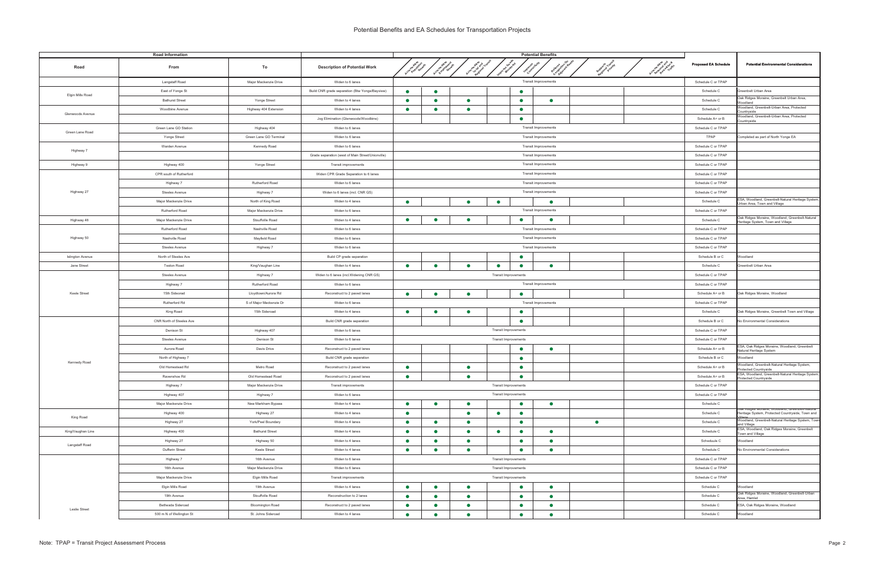# Potential Benefits and EA Schedules for Transportation Projects

| Road Information | | | | Potential Benefits | | | | | | | | | |
|---|---|---|---|---|---|---|---|---|---|---|---|---|---|
| Road | From | To | Description of Potential Work | Accommodate Population Growth | Accommodate Employment Growth | Accommodate Local and Regional Transit | Improve Goods Movement | Improve Connectivity | Relieve Congestion On Adjacent Roads | Supports Regional Transit Priority | Accommodate Seasonal and Recreational Traffic | Proposed EA Schedule | Potential Environmental Considerations |
| | Langstaff Road | Major Mackenzie Drive | Widen to 6 lanes | Transit Improvements | | | | | | | | Schedule C or TPAP | |
| Elgin Mills Road | East of Yonge St | | Build CNR grade separation (Btw Yonge/Bayview) | ● | ● | | | ● | | | | Schedule C | Greenbelt Urban Area |
| | Bathurst Street | Yonge Street | Widen to 4 lanes | ● | ● | ● | | ● | ● | | | Schedule C | Oak Ridges Moraine, Greenbelt Urban Area, Woodland |
| Glenwoods Avenue | Woodbine Avenue | Highway 404 Extension | Widen to 4 lanes | ● | ● | ● | | ● | | | | Schedule C | Woodland, Greenbelt-Urban Area, Protected Countryside |
| | | | Jog Elimination (Glenwoods/Woodbine) | | | | | ● | | | | Schedule A+ or B | Woodland, Greenbelt-Urban Area, Protected Countryside |
| Green Lane Road | Green Lane GO Station | Highway 404 | Widen to 6 lanes | Transit Improvements | | | | | | | | Schedule C or TPAP | |
| | Yonge Street | Green Lane GO Terminal | Widen to 6 lanes | Transit Improvements | | | | | | | | TPAP | Completed as part of North Yonge EA |
| Highway 7 | Warden Avenue | Kennedy Road | Widen to 6 lanes | Transit Improvements | | | | | | | | Schedule C or TPAP | |
| | | | Grade separation (west of Main Street/Unionville) | Transit Improvements | | | | | | | | Schedule C or TPAP | |
| Highway 9 | Highway 400 | Yonge Street | Transit improvements | Transit Improvements | | | | | | | | Schedule C or TPAP | |
| Highway 27 | CPR south of Rutherford | | Widen CPR Grade Separation to 6 lanes | Transit Improvements | | | | | | | | Schedule C or TPAP | |
| | Highway 7 | Rutherford Road | Widen to 6 lanes | Transit improvements | | | | | | | | Schedule C or TPAP | |
| | Steeles Avenue | Highway 7 | Widen to 6 lanes (incl. CNR GS) | Transit improvements | | | | | | | | Schedule C or TPAP | |
| | Major Mackenzie Drive | North of King Road | Widen to 4 lanes | ● | | ● | ● | | ● | | | Schedule C | ESA, Woodland, Greenbelt-Natural Heritage System, Urban Area, Town and Village |
| | Rutherford Road | Major Mackenzie Drive | Widen to 6 lanes | Transit Improvements | | | | | | | | Schedule C or TPAP | |
| Highway 48 | Major Mackenzie Drive | Stouffville Road | Widen to 4 lanes | ● | ● | ● | | ● | ● | | | Schedule C | Oak Ridges Moraine, Woodland, Greenbelt-Natural Heritage System, Town and Village |
| Highway 50 | Rutherford Road | Nashville Road | Widen to 6 lanes | Transit Improvements | | | | | | | | Schedule C or TPAP | |
| | Nashville Road | Mayfield Road | Widen to 6 lanes | Transit Improvements | | | | | | | | Schedule C or TPAP | |
| | Steeles Avenue | Highway 7 | Widen to 6 lanes | Transit Improvements | | | | | | | | Schedule C or TPAP | |
| Islington Avenue | North of Steeles Ave | | Build CP grade separation | | | | | ● | | | | Schedule B or C | Woodland |
| Jane Street | Teston Road | King/Vaughan Line | Widen to 4 lanes | ● | ● | ● | ● | ● | ● | | | Schedule C | Greenbelt Urban Area |
| Keele Street | Steeles Avenue | Highway 7 | Widen to 6 lanes (incl.Widening CNR GS) | Transit Improvements | | | | | | | | Schedule C or TPAP | |
| | Highway 7 | Rutherford Road | Widen to 6 lanes | Transit Improvements | | | | | | | | Schedule C or TPAP | |
| | 15th Sideroad | Lloydtown/Aurora Rd | Reconstruct to 2 lanes | ● | ● | ● | | ● | | | | Schedule A+ or B | Oak Ridges Moraine, Woodland |
| | Rutherford Rd | S of Major Mackenzie Dr | Widen to 6 lanes | Transit Improvements | | | | | | | | Schedule C or TPAP | |
| | King Road | 15th Sideroad | Widen to 4 lanes | ● | ● | ● | | ● | | | | Schedule C | Oak Ridges Moraine, Greenbelt Town and Village |
| Kennedy Road | CNR North of Steeles Ave | | Build CNR grade separation | | | | | ● | | | | Schedule B or C | No Environmental Considerations |
| | Denison St | Highway 407 | Widen to 6 lanes | Transit Improvements | | | | | | | | Schedule C or TPAP | |
| | Steeles Avenue | Denison St | Widen to 6 lanes | Transit Improvements | | | | | | | | Schedule C or TPAP | |
| | Aurora Road | Davis Drive | Reconstruct to 2 paved lanes | | | | | ● | ● | | | Schedule A+ or B | ESA, Oak Ridges Moraine, Woodland, Greenbelt Natural Heritage System |
| | North of Highway 7 | | Build CNR grade separation | | | | | ● | | | | Schedule B or C | Woodland |
| | Old Homestead Rd | Metro Road | Reconstruct to 2 paved lanes | ● | | ● | | ● | | | | Schedule A+ or B | Woodland, Greenbelt-Natural Heritage System, Protected Countryside |
| | Ravenshoe Rd | Old Homestead Road | Reconstruct to 2 paved lanes | ● | | ● | | ● | | | | Schedule A+ or B | ESA, Woodland, Greenbelt-Natural Heritage System, Protected Countryside |
| | Highway 7 | Major Mackenzie Drive | Transit improvements | Transit Improvements | | | | | | | | Schedule C or TPAP | |
| | Highway 407 | Highway 7 | Widen to 6 lanes | Transit Improvements | | | | | | | | Schedule C or TPAP | |
| | Major Mackenzie Drive | New Markham Bypass | Widen to 4 lanes | ● | ● | ● | | ● | ● | | | Schedule C | |
| King Road | Highway 400 | Highway 27 | Widen to 4 lanes | ● | | ● | ● | ● | | | | Schedule C | Oak Ridges Moraine, Woodland, Greenbelt-Natural Heritage System, Protected Countryside, Town and Village |
| | Highway 27 | York/Peel Boundary | Widen to 4 lanes | ● | ● | ● | | ● | | ● | | Schedule C | Woodland, Greenbelt-Natural Heritage System, Town and Village |
| King/Vaughan Line | Highway 400 | Bathurst Street | Widen to 4 lanes | ● | ● | ● | ● | ● | ● | | | Schedule C | ESA, Woodland, Oak Ridges Moraine, Greenbelt Town and Village |
| Langstaff Road | Highway 27 | Highway 50 | Widen to 4 lanes | ● | ● | ● | | ● | ● | | | Scheudule C | Woodland |
| | Dufferin Street | Keele Street | Widen to 4 lanes | ● | ● | ● | | ● | ● | | | Schedule C | No Environmental Considerations |
| Leslie Street | Highway 7 | 16th Avenue | Widen to 6 lanes | Transit Improvements | | | | | | | | Schedule C or TPAP | |
| | 16th Avenue | Major Mackenzie Drive | Widen to 6 lanes | Transit Improvements | | | | | | | | Schedule C or TPAP | |
| | Major Mackenzie Drive | Elgin Mills Road | Transit improvements | Transit Improvements | | | | | | | | Schedule C or TPAP | |
| | Elgin Mills Road | 19th Avenue | Widen to 4 lanes | ● | ● | ● | | ● | ● | | | Schedule C | Woodland |
| | 19th Avenue | Stouffville Road | Reconstruction to 2 lanes | ● | ● | ● | | ● | ● | | | Schedule C | Oak Ridges Moraine, Woodland, Greenbelt-Urban Area, Hamlet |
| | Bethesda Sideroad | Bloomington Road | Reconstruct to 2 paved lanes | ● | ● | ● | | ● | ● | | | Schedule C | ESA, Oak Ridges Moraine, Woodland |
| | 500 m N of Wellington St | St. Johns Sideroad | Widen to 4 lanes | ● | ● | ● | | ● | ● | | | Schedule C | Woodland |

Note: TPAP = Transit Project Assessment Process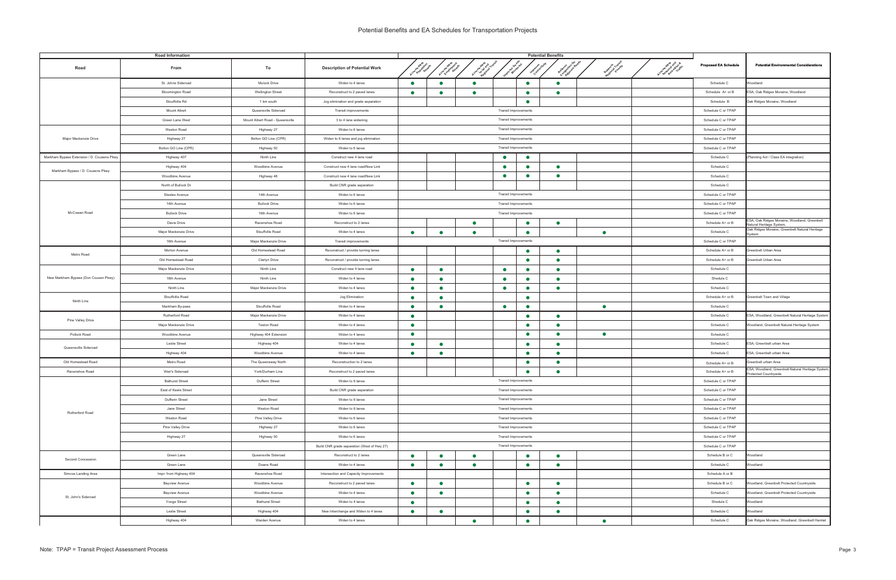# Potential Benefits and EA Schedules for Transportation Projects

| Road Information | | | | Potential Benefits | | | | | | | | | |
|---|---|---|---|---|---|---|---|---|---|---|---|---|---|
| Road | From | To | Description of Potential Work | Accommodates Population Growth | Accommodates Employment Growth | Accommodates Inter and Regional Transit | Improves Goods Movement | Improves Connectivity | Relieves Congestion On Adjacent Roads | Supports Regional Transit Priority | Accommodates Seasonal and Recreational Traffic | Proposed EA Schedule | Potential Environmental Considerations |
| | St. Johns Sideroad | Mulock Drive | Widen to 4 lanes | ● | ● | ● | | ● | ● | | | Schedule C | Woodland |
| | Bloomington Road | Wellington Street | Reconstruct to 2 paved lanes | ● | ● | ● | | ● | ● | | | Schedule A+ or B | ESA, Oak Ridges Moraine, Woodland |
| | Stouffville Rd | 1 km south | Jog elimination and grade separation | | | | | ● | | | | Schedule B | Oak Ridges Moraine, Woodland |
| | Mount Albert | Queensville Sideroad | Transit improvements | Transit Improvements | | | | | | | | Schedule C or TPAP | |
| | Green Lane West | Mount Albert Road - Queensville | 3 to 4 lane widening | Transit Improvements | | | | | | | | Schedule C or TPAP | |
| Major Mackenzie Drive | Weston Road | Highway 27 | Widen to 6 lanes | Transit Improvements | | | | | | | | Schedule C or TPAP | |
| | Highway 27 | Bolton GO Line (CPR) | Widen to 6 lanes and jog elimination | Transit Improvements | | | | | | | | Schedule C or TPAP | |
| | Bolton GO Line (CPR) | Highway 50 | Widen to 6 lanes | Transit Improvements | | | | | | | | Schedule C or TPAP | |
| Markham Bypass Extension / D. Cousens Pkwy | Highway 407 | Ninth Line | Construct new 4 lane road | | | | ● | ● | | | | Schedule C | (Planning Act / Class EA integration) |
| Markham Bypass / D. Cousens Pkwy | Highway 404 | Woodbine Avenue | Construct new 4 lane road/New Link | | | | ● | ● | ● | | | Schedule C | |
| | Woodbine Avenue | Highway 48 | Construct new 4 lane road/New Link | | | | ● | ● | ● | | | Schedule C | |
| McCowan Road | North of Bullock Dr | | Build CNR grade separation | | | | | | | | | Schedule C | |
| | Steeles Avenue | 14th Avenue | Widen to 6 lanes | Transit Improvements | | | | | | | | Schedule C or TPAP | |
| | 14th Avenue | Bullock Drive | Widen to 6 lanes | Transit Improvements | | | | | | | | Schedule C or TPAP | |
| | Bullock Drive | 16th Avenue | Widen to 6 lanes | Transit Improvements | | | | | | | | Schedule C or TPAP | |
| | Davis Drive | Ravenshoe Road | Reconstruct to 2 lanes | | | ● | | ● | ● | | | Schedule A+ or B | ESA, Oak Ridges Moraine, Woodland, Greenbelt Natural Heritage System, |
| | Major Mackenzie Drive | Stouffville Road | Widen to 4 lanes | ● | ● | ● | | ● | | ● | | Schedule C | Oak Ridges Moraine, Greenbelt Natural Heritage System |
| | 16th Avenue | Major Mackenzie Drive | Transit improvements | Transit Improvements | | | | | | | | Schedule C or TPAP | |
| Metro Road | Morton Avenue | Old Homestead Road | Reconstruct / provide turning lanes | | | | | ● | ● | | | Schedule A+ or B | Greenbelt Urban Area |
| | Old Homestead Road | Clarlyn Drive | Reconstruct / provide turning lanes | | | | | ● | ● | | | Schedule A+ or B | Greenbelt Urban Area |
| New Markham Bypass (Don Cousen Pkwy) | Major Mackenzie Drive | Ninth Line | Construct new 4 lane road | ● | ● | | ● | ● | ● | | | Schedule C | |
| | 16th Avenue | Ninth Line | Widen to 4 lanes | ● | ● | | ● | ● | ● | | | Shedule C | |
| | Ninth Line | Major Mackenzie Drive | Widen to 4 lanes | ● | ● | | ● | ● | ● | | | Schedule C | |
| Ninth Line | Stouffville Road | | Jog Elimination | ● | ● | | | ● | | | | Schedule A+ or B | Greenbelt Town and Village |
| | Markham By-pass | Stouffville Road | Widen to 4 lanes | ● | ● | | ● | ● | | ● | | Schedule C | |
| Pine Valley Drive | Rutherford Road | Major Mackenzie Drive | Widen to 4 lanes | ● | | | | ● | ● | | | Schedule C | ESA, Woodland, Greenbelt Natural Heritage System |
| | Major Mackenzie Drive | Teston Road | Widen to 4 lanes | ● | | | | ● | ● | | | Schedule C | Woodland, Greenbelt Natural Heritage System |
| Pollock Road | Woodbine Avenue | Highway 404 Extension | Widen to 4 lanes | ● | | | | ● | ● | ● | | Schedule C | |
| Queensville Sideroad | Leslie Street | Highway 404 | Widen to 4 lanes | ● | ● | | | ● | ● | | | Schedule C | ESA, Greenbelt urban Area |
| | Highway 404 | Woodbine Avenue | Widen to 4 lanes | ● | ● | | | ● | ● | | | Schedule C | ESA, Greenbelt urban Area |
| Old Homestead Road | Metro Road | The Queensway North | Reconstruction to 2 lanes | | | | | ● | ● | | | Schedule A+ or B | Greenbelt urban Area |
| Ravenshoe Road | Weir's Sideroad | York/Durham Line | Reconstruct to 2 paved lanes | | | | | ● | ● | | | Schedule A+ or B | ESA, Woodland, Greenbelt-Natural Heritage System, Protected Countryside |
| Rutherford Road | Bathurst Street | Dufferin Street | Widen to 6 lanes | Transit Improvements | | | | | | | | Schedule C or TPAP | |
| | East of Keele Street | | Build CNR grade separation | Transit Improvements | | | | | | | | Schedule C or TPAP | |
| | Dufferin Street | Jane Street | Widen to 6 lanes | Transit Improvements | | | | | | | | Schedule C or TPAP | |
| | Jane Street | Weston Road | Widen to 6 lanes | Transit Improvements | | | | | | | | Schedule C or TPAP | |
| | Weston Road | Pine Valley Drive | Widen to 6 lanes | Transit Improvements | | | | | | | | Schedule C or TPAP | |
| | Pine Valley Drive | Highway 27 | Widen to 6 lanes | Transit Improvements | | | | | | | | Schedule C or TPAP | |
| | Highway 27 | Highway 50 | Widen to 6 lanes | Transit Improvements | | | | | | | | Schedule C or TPAP | |
| | | | Build CNR grade separation (West of Hwy 27) | Transit Improvements | | | | | | | | Schedule C or TPAP | |
| Second Concession | Green Lane | Queensville Sideroad | Reconstruct to 2 lanes | ● | ● | ● | | ● | ● | | | Schedule B or C | Woodland |
| | Green Lane | Doane Road | Widen to 4 lanes | ● | ● | ● | | ● | ● | | | Schedule C | Woodland |
| Simcoe Landing Area | Impr. from Highway 404 | Ravenshoe Road | Intersection and Capacity Improvements | | | | | | | | | Schedule A or B | |
| St. John's Sideroad | Bayview Avenue | Woodbine Avenue | Reconstruct to 2 paved lanes | ● | ● | | | ● | ● | | | Schedule B or C | Woodland, Greenbelt Protected Countryside |
| | Bayview Avenue | Woodbine Avenue | Widen to 4 lanes | ● | ● | | | ● | ● | | | Schedule C | Woodland, Greenbelt Protected Countryside |
| | Yonge Street | Bathurst Street | Widen to 4 lanes | ● | | | | ● | ● | | | Shedule C | Woodland |
| | Leslie Street | Highway 404 | New Interchange and Widen to 4 lanes | ● | ● | | | ● | ● | | | Schedule C | Woodland |
| | Highway 404 | Warden Avenue | Widen to 4 lanes | | | ● | | ● | | ● | | Schedule C | Oak Ridges Moraine, Woodland, Greenbelt Hamlet |

Note: TPAP = Transit Project Assessment Process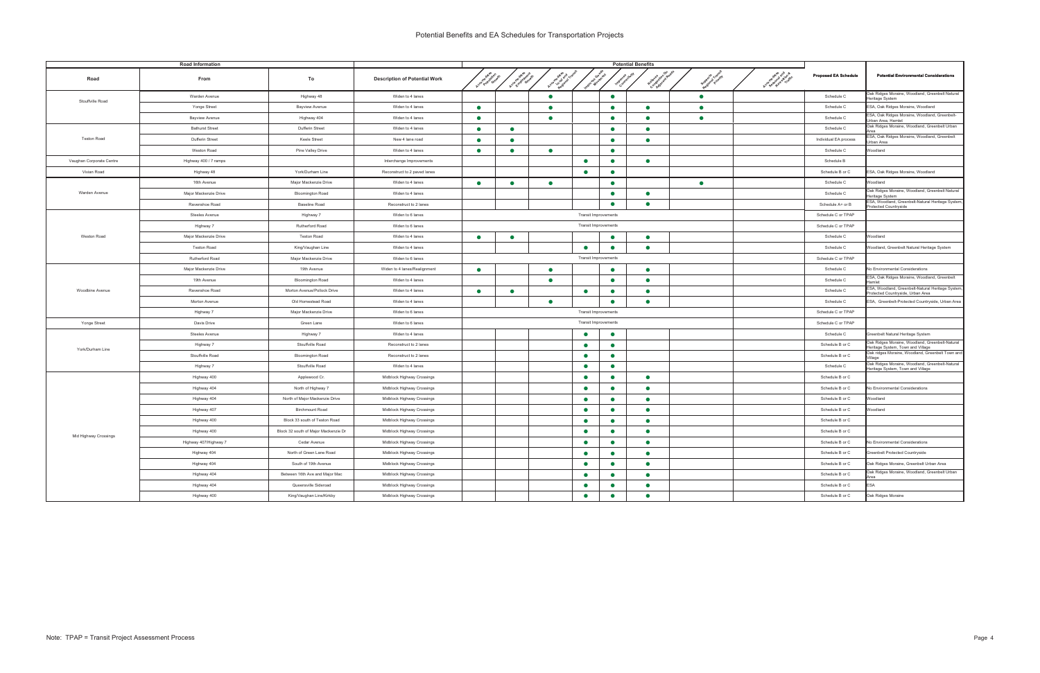# Potential Benefits and EA Schedules for Transportation Projects

| Road Information | | | | Potential Benefits | | | | | | | | | |
|---|---|---|---|---|---|---|---|---|---|---|---|---|---|
| Road | From | To | Description of Potential Work | Accommodate Population Growth | Accommodate Employment Growth | Accommodate Local and Regional Transit | Improve Goods Movement | Improve Connectivity | Relieve Congestion On Adjacent Roads | Supports Regional Transit Priority | Accommodate Seasonal and Recreational Traffic | Proposed EA Schedule | Potential Environmental Considerations |
| Stouffville Road | Warden Avenue | Highway 48 | Widen to 4 lanes | | | ● | | ● | | ● | | Schedule C | Oak Ridges Moraine, Woodland, Greenbelt Natural Heritage System |
| | Yonge Street | Bayview Avenue | Widen to 4 lanes | ● | | ● | | ● | ● | ● | | Schedule C | ESA, Oak Ridges Moraine, Woodland |
| | Bayview Avenue | Highway 404 | Widen to 4 lanes | ● | | ● | | ● | ● | ● | | Schedule C | ESA, Oak Ridges Moraine, Woodland, Greenbelt-Urban Area, Hamlet |
| Teston Road | Bathurst Street | Dufferin Street | Widen to 4 lanes | ● | ● | | | ● | ● | | | Schedule C | Oak Ridges Moraine, Woodland, Greenbelt Urban Area |
| | Dufferin Street | Keele Street | New 4 lane road | ● | ● | | | ● | ● | | | Individual EA process | ESA, Oak Ridges Moraine, Woodland, Greenbelt Urban Area |
| | Weston Road | Pine Valley Drive | Widen to 4 lanes | ● | ● | ● | | ● | | | | Schedule C | Woodland |
| Vaughan Corporate Centre | Highway 400 / 7 ramps | | Interchange Improvements | | | | ● | ● | ● | | | Schedule B | |
| Vivian Road | Highway 48 | York/Durham Line | Reconstruct to 2 paved lanes | | | | ● | ● | | | | Schedule B or C | ESA, Oak Ridges Moraine, Woodland |
| Warden Avenue | 16th Avenue | Major Mackenzie Drive | Widen to 4 lanes | ● | ● | ● | | ● | | ● | | Schedule C | Woodland |
| | Major Mackenzie Drive | Bloomington Road | Widen to 4 lanes | | | | | ● | ● | | | Schedule C | Oak Ridges Moraine, Woodland, Greenbelt Natural Heritage System |
| | Ravenshoe Road | Baseline Road | Reconstruct to 2 lanes | | | | | ● | ● | | | Schedule A+ or B | ESA, Woodland, Greenbelt-Natural Heritage System, Protected Countryside |
| Weston Road | Steeles Avenue | Highway 7 | Widen to 6 lanes | Transit Improvements | | | | | | | | Schedule C or TPAP | |
| | Highway 7 | Rutherford Road | Widen to 6 lanes | Transit Improvements | | | | | | | | Schedule C or TPAP | |
| | Major Mackenzie Drive | Teston Road | Widen to 4 lanes | ● | ● | | | ● | ● | | | Schedule C | Woodland |
| | Teston Road | King/Vaughan Line | Widen to 4 lanes | | | | ● | ● | ● | | | Schedule C | Woodland, Greenbelt Natural Heritage System |
| | Rutherford Road | Major Mackenzie Drive | Widen to 6 lanes | Transit Improvements | | | | | | | | Schedule C or TPAP | |
| Woodbine Avenue | Major Mackenzie Drive | 19th Avenue | Widen to 4 lanes/Realignment | ● | | ● | | ● | ● | | | Schedule C | No Environmental Considerations |
| | 19th Avenue | Bloomington Road | Widen to 4 lanes | | | ● | | ● | ● | | | Schedule C | ESA, Oak Ridges Moraine, Woodland, Greenbelt Hamlet |
| | Ravenshoe Road | Morton Avenue/Pollock Drive | Widen to 4 lanes | ● | ● | | ● | ● | ● | | | Schedule C | ESA, Woodland, Greenbelt-Natural Heritage System, Protected Countryside, Urban Area |
| | Morton Avenue | Old Homestead Road | Widen to 4 lanes | | | ● | | ● | ● | | | Schedule C | ESA, Greenbelt-Protected Countryside, Urban Area |
| | Highway 7 | Major Mackenzie Drive | Widen to 6 lanes | Transit Improvements | | | | | | | | Schedule C or TPAP | |
| Yonge Street | Davis Drive | Green Lane | Widen to 6 lanes | Transit Improvements | | | | | | | | Schedule C or TPAP | |
| York/Durham Line | Steeles Avenue | Highway 7 | Widen to 4 lanes | | | | ● | ● | | | | Schedule C | Greenbelt Natural Heritage System |
| | Highway 7 | Stouffville Road | Reconstruct to 2 lanes | | | | ● | ● | | | | Schedule B or C | Oak Ridges Moraine, Woodland, Greenbelt-Natural Heritage System, Town and Village |
| | Stouffville Road | Bloomington Road | Reconstruct to 2 lanes | | | | ● | ● | | | | Schedule B or C | Oak ridges Moraine, Woodland, Greenbelt Town and Village |
| | Highway 7 | Stouffville Road | Widen to 4 lanes | | | | ● | ● | | | | Schedule C | Oak Ridges Moraine, Woodland, Greenbelt-Natural Heritage System, Town and Village |
| Mid Highway Crossings | Highway 400 | Applewood Cr. | Midblock Highway Crossings | | | | ● | ● | ● | | | Schedule B or C | |
| | Highway 404 | North of Highway 7 | Midblock Highway Crossings | | | | ● | ● | ● | | | Schedule B or C | No Environmental Considerations |
| | Highway 404 | North of Major Mackenzie Drive | Midblock Highway Crossings | | | | ● | ● | ● | | | Schedule B or C | Woodland |
| | Highway 407 | Birchmount Road | Midblock Highway Crossings | | | | ● | ● | ● | | | Schedule B or C | Woodland |
| | Highway 400 | Block 33 south of Teston Road | Midblock Highway Crossings | | | | ● | ● | ● | | | Schedule B or C | |
| | Highway 400 | Block 32 south of Major Mackenzie Dr | Midblock Highway Crossings | | | | ● | ● | ● | | | Schedule B or C | |
| | Highway 407/Highway 7 | Cedar Avenue | Midblock Highway Crossings | | | | ● | ● | ● | | | Schedule B or C | No Environmental Considerations |
| | Highway 404 | North of Green Lane Road | Midblock Highway Crossings | | | | ● | ● | ● | | | Schedule B or C | Greenbelt Protected Countryside |
| | Highway 404 | South of 19th Avenue | Midblock Highway Crossings | | | | ● | ● | ● | | | Schedule B or C | Oak Ridges Moraine, Greenbelt Urban Area |
| | Highway 404 | Between 16th Ave and Major Mac | Midblock Highway Crossings | | | | ● | ● | ● | | | Schedule B or C | Oak Ridges Moraine, Woodland, Greenbelt Urban Area |
| | Highway 404 | Queensville Sideroad | Midblock Highway Crossings | | | | ● | ● | ● | | | Schedule B or C | ESA |
| | Highway 400 | King/Vaughan Line/Kirby | Midblock Highway Crossings | | | | ● | ● | ● | | | Schedule B or C | Oak Ridges Moraine |

Note: TPAP = Transit Project Assessment Process